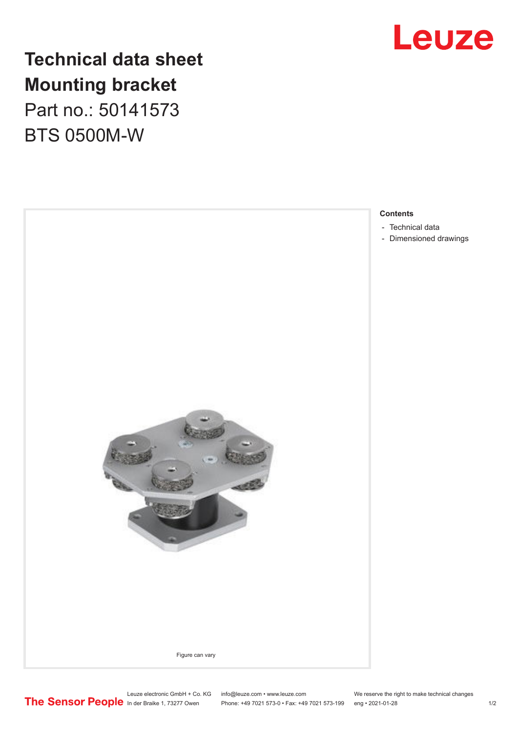# Technical data sheet
# Mounting bracket
Part no.: 50141573

BTS 0500M-W

Leuze

Figure can vary

**Contents**

- Technical data
- Dimensioned drawings

The Sensor People

Leuze electronic GmbH + Co. KG
In der Braike 1, 73277 Owen

info@leuze.com • www.leuze.com
Phone: +49 7021 573-0 • Fax: +49 7021 573-199

We reserve the right to make technical changes
eng • 2021-01-28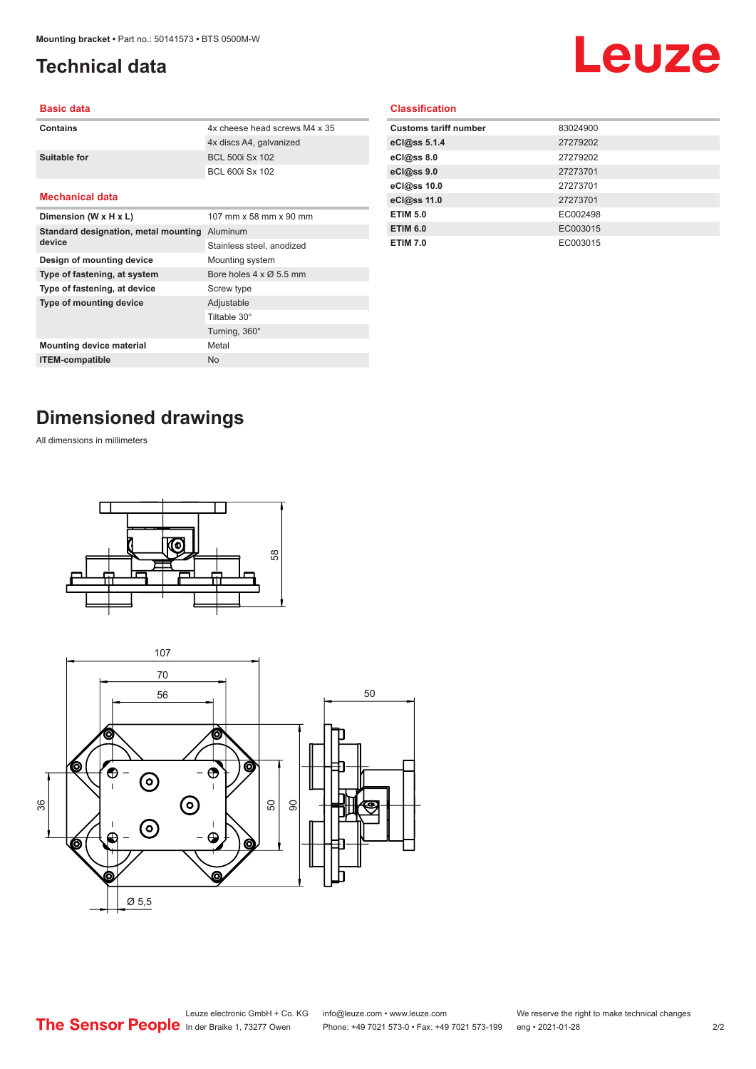# Technical data

## Basic data

| | |
|---|---|
| **Contains** | 4x cheese head screws M4 x 35 |
| | 4x discs A4, galvanized |
| **Suitable for** | BCL 500i Sx 102 |
| | BCL 600i Sx 102 |

## Mechanical data

| | |
|---|---|
| **Dimension (W x H x L)** | 107 mm x 58 mm x 90 mm |
| **Standard designation, metal mounting device** | Aluminum |
| | Stainless steel, anodized |
| **Design of mounting device** | Mounting system |
| **Type of fastening, at system** | Bore holes 4 x Ø 5.5 mm |
| **Type of fastening, at device** | Screw type |
| **Type of mounting device** | Adjustable |
| | Tiltable 30° |
| | Turning, 360° |
| **Mounting device material** | Metal |
| **ITEM-compatible** | No |

## Classification

| | |
|---|---|
| **Customs tariff number** | 83024900 |
| **eCl@ss 5.1.4** | 27279202 |
| **eCl@ss 8.0** | 27279202 |
| **eCl@ss 9.0** | 27273701 |
| **eCl@ss 10.0** | 27273701 |
| **eCl@ss 11.0** | 27273701 |
| **ETIM 5.0** | EC002498 |
| **ETIM 6.0** | EC003015 |
| **ETIM 7.0** | EC003015 |

# Dimensioned drawings

All dimensions in millimeters

58

107
70
56
50
36
50
90
Ø 5,5